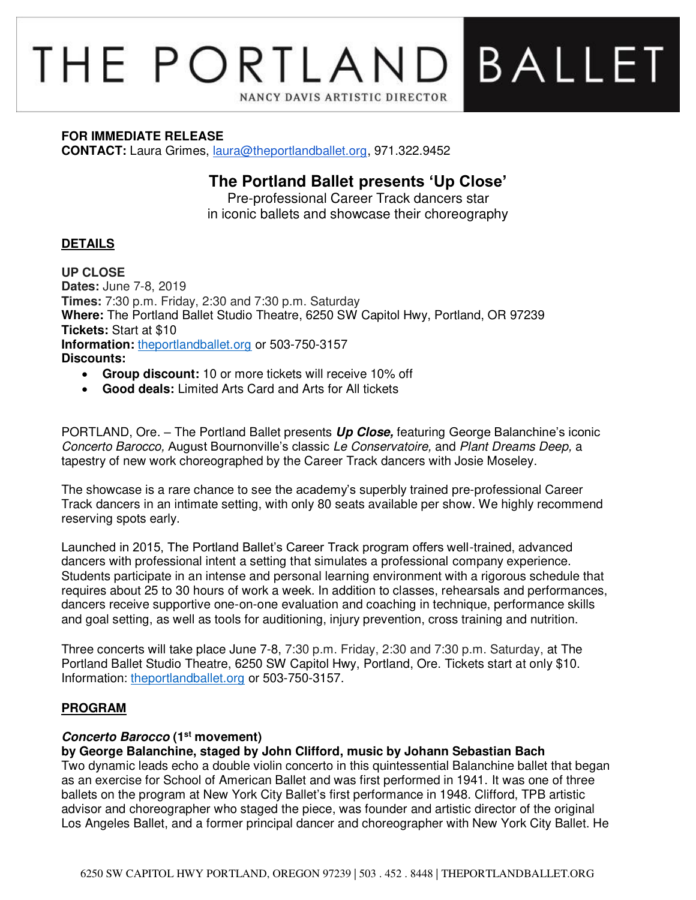# THE PORTLAND BALLET

NANCY DAVIS ARTISTIC DIRECTOR

**FOR IMMEDIATE RELEASE**
**CONTACT:** Laura Grimes, laura@theportlandballet.org, 971.322.9452

## The Portland Ballet presents 'Up Close'

Pre-professional Career Track dancers star
in iconic ballets and showcase their choreography

### DETAILS

**UP CLOSE**
**Dates:** June 7-8, 2019
**Times:** 7:30 p.m. Friday, 2:30 and 7:30 p.m. Saturday
**Where:** The Portland Ballet Studio Theatre, 6250 SW Capitol Hwy, Portland, OR 97239
**Tickets:** Start at $10
**Information:** theportlandballet.org or 503-750-3157
**Discounts:**

- **Group discount:** 10 or more tickets will receive 10% off
- **Good deals:** Limited Arts Card and Arts for All tickets

PORTLAND, Ore. – The Portland Ballet presents ***Up Close,*** featuring George Balanchine's iconic *Concerto Barocco,* August Bournonville's classic *Le Conservatoire,* and *Plant Dreams Deep,* a tapestry of new work choreographed by the Career Track dancers with Josie Moseley.

The showcase is a rare chance to see the academy's superbly trained pre-professional Career Track dancers in an intimate setting, with only 80 seats available per show. We highly recommend reserving spots early.

Launched in 2015, The Portland Ballet's Career Track program offers well-trained, advanced dancers with professional intent a setting that simulates a professional company experience. Students participate in an intense and personal learning environment with a rigorous schedule that requires about 25 to 30 hours of work a week. In addition to classes, rehearsals and performances, dancers receive supportive one-on-one evaluation and coaching in technique, performance skills and goal setting, as well as tools for auditioning, injury prevention, cross training and nutrition.

Three concerts will take place June 7-8, 7:30 p.m. Friday, 2:30 and 7:30 p.m. Saturday, at The Portland Ballet Studio Theatre, 6250 SW Capitol Hwy, Portland, Ore. Tickets start at only $10. Information: theportlandballet.org or 503-750-3157.

### PROGRAM

***Concerto Barocco* (1st movement)**
**by George Balanchine, staged by John Clifford, music by Johann Sebastian Bach**
Two dynamic leads echo a double violin concerto in this quintessential Balanchine ballet that began as an exercise for School of American Ballet and was first performed in 1941. It was one of three ballets on the program at New York City Ballet's first performance in 1948. Clifford, TPB artistic advisor and choreographer who staged the piece, was founder and artistic director of the original Los Angeles Ballet, and a former principal dancer and choreographer with New York City Ballet. He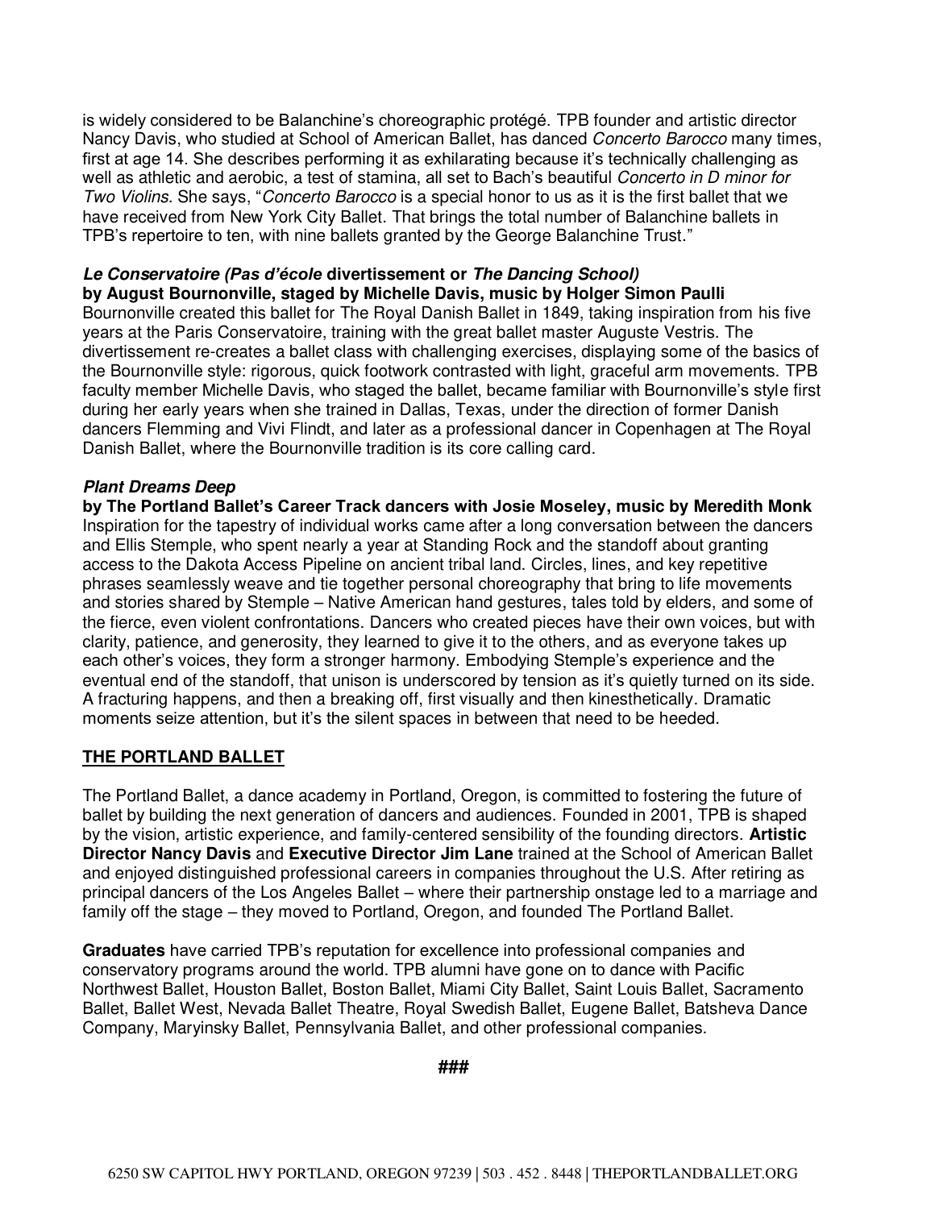is widely considered to be Balanchine's choreographic protégé. TPB founder and artistic director Nancy Davis, who studied at School of American Ballet, has danced *Concerto Barocco* many times, first at age 14. She describes performing it as exhilarating because it's technically challenging as well as athletic and aerobic, a test of stamina, all set to Bach's beautiful *Concerto in D minor for Two Violins*. She says, "*Concerto Barocco* is a special honor to us as it is the first ballet that we have received from New York City Ballet. That brings the total number of Balanchine ballets in TPB's repertoire to ten, with nine ballets granted by the George Balanchine Trust."

***Le Conservatoire (Pas d'école* divertissement or *The Dancing School)***
**by August Bournonville, staged by Michelle Davis, music by Holger Simon Paulli**
Bournonville created this ballet for The Royal Danish Ballet in 1849, taking inspiration from his five years at the Paris Conservatoire, training with the great ballet master Auguste Vestris. The divertissement re-creates a ballet class with challenging exercises, displaying some of the basics of the Bournonville style: rigorous, quick footwork contrasted with light, graceful arm movements. TPB faculty member Michelle Davis, who staged the ballet, became familiar with Bournonville's style first during her early years when she trained in Dallas, Texas, under the direction of former Danish dancers Flemming and Vivi Flindt, and later as a professional dancer in Copenhagen at The Royal Danish Ballet, where the Bournonville tradition is its core calling card.

***Plant Dreams Deep***
**by The Portland Ballet's Career Track dancers with Josie Moseley, music by Meredith Monk**
Inspiration for the tapestry of individual works came after a long conversation between the dancers and Ellis Stemple, who spent nearly a year at Standing Rock and the standoff about granting access to the Dakota Access Pipeline on ancient tribal land. Circles, lines, and key repetitive phrases seamlessly weave and tie together personal choreography that bring to life movements and stories shared by Stemple – Native American hand gestures, tales told by elders, and some of the fierce, even violent confrontations. Dancers who created pieces have their own voices, but with clarity, patience, and generosity, they learned to give it to the others, and as everyone takes up each other's voices, they form a stronger harmony. Embodying Stemple's experience and the eventual end of the standoff, that unison is underscored by tension as it's quietly turned on its side. A fracturing happens, and then a breaking off, first visually and then kinesthetically. Dramatic moments seize attention, but it's the silent spaces in between that need to be heeded.

## THE PORTLAND BALLET

The Portland Ballet, a dance academy in Portland, Oregon, is committed to fostering the future of ballet by building the next generation of dancers and audiences. Founded in 2001, TPB is shaped by the vision, artistic experience, and family-centered sensibility of the founding directors. **Artistic Director Nancy Davis** and **Executive Director Jim Lane** trained at the School of American Ballet and enjoyed distinguished professional careers in companies throughout the U.S. After retiring as principal dancers of the Los Angeles Ballet – where their partnership onstage led to a marriage and family off the stage – they moved to Portland, Oregon, and founded The Portland Ballet.

**Graduates** have carried TPB's reputation for excellence into professional companies and conservatory programs around the world. TPB alumni have gone on to dance with Pacific Northwest Ballet, Houston Ballet, Boston Ballet, Miami City Ballet, Saint Louis Ballet, Sacramento Ballet, Ballet West, Nevada Ballet Theatre, Royal Swedish Ballet, Eugene Ballet, Batsheva Dance Company, Maryinsky Ballet, Pennsylvania Ballet, and other professional companies.

**###**

6250 SW CAPITOL HWY PORTLAND, OREGON 97239 | 503 . 452 . 8448 | THEPORTLANDBALLET.ORG